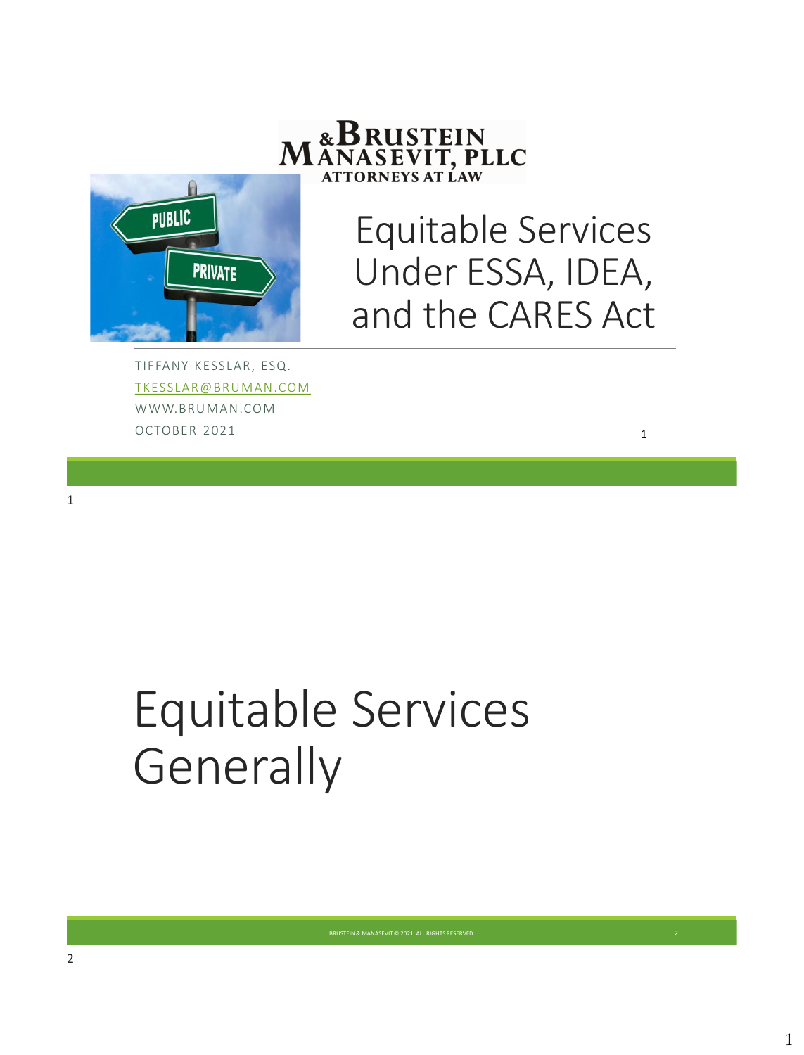Brustein & Manasevit, PLLC
Attorneys at Law

# Equitable Services Under ESSA, IDEA, and the CARES Act

TIFFANY KESSLAR, ESQ.
TKESSLAR@BRUMAN.COM
WWW.BRUMAN.COM
OCTOBER 2021

# Equitable Services Generally

BRUSTEIN & MANASEVIT © 2021. ALL RIGHTS RESERVED.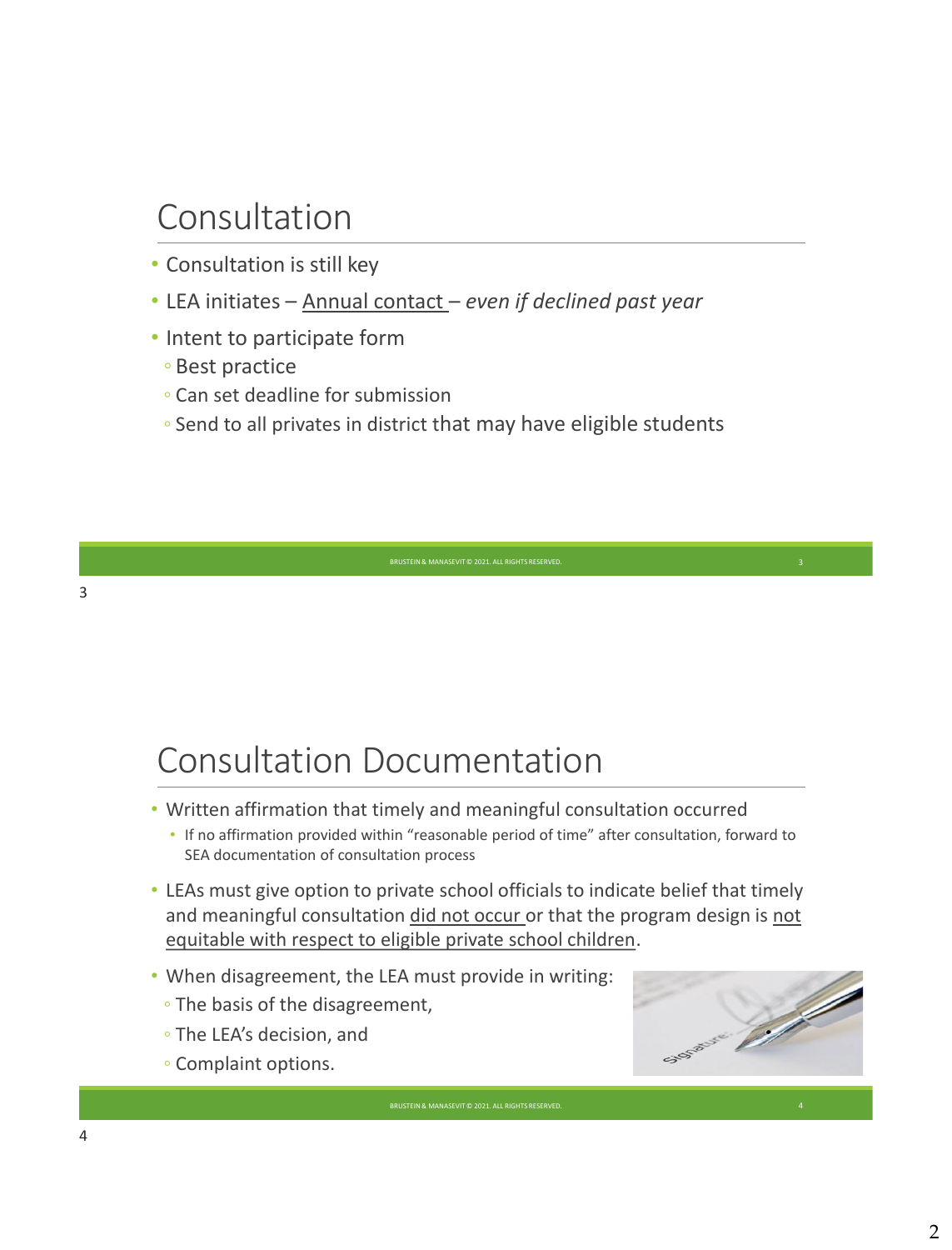## Consultation

- Consultation is still key
- LEA initiates – Annual contact – *even if declined past year*
- Intent to participate form
  - Best practice
  - Can set deadline for submission
  - Send to all privates in district that may have eligible students

BRUSTEIN & MANASEVIT © 2021. ALL RIGHTS RESERVED.

## Consultation Documentation

- Written affirmation that timely and meaningful consultation occurred
  - If no affirmation provided within "reasonable period of time" after consultation, forward to SEA documentation of consultation process
- LEAs must give option to private school officials to indicate belief that timely and meaningful consultation did not occur or that the program design is not equitable with respect to eligible private school children.
- When disagreement, the LEA must provide in writing:
  - The basis of the disagreement,
  - The LEA's decision, and
  - Complaint options.

BRUSTEIN & MANASEVIT © 2021. ALL RIGHTS RESERVED.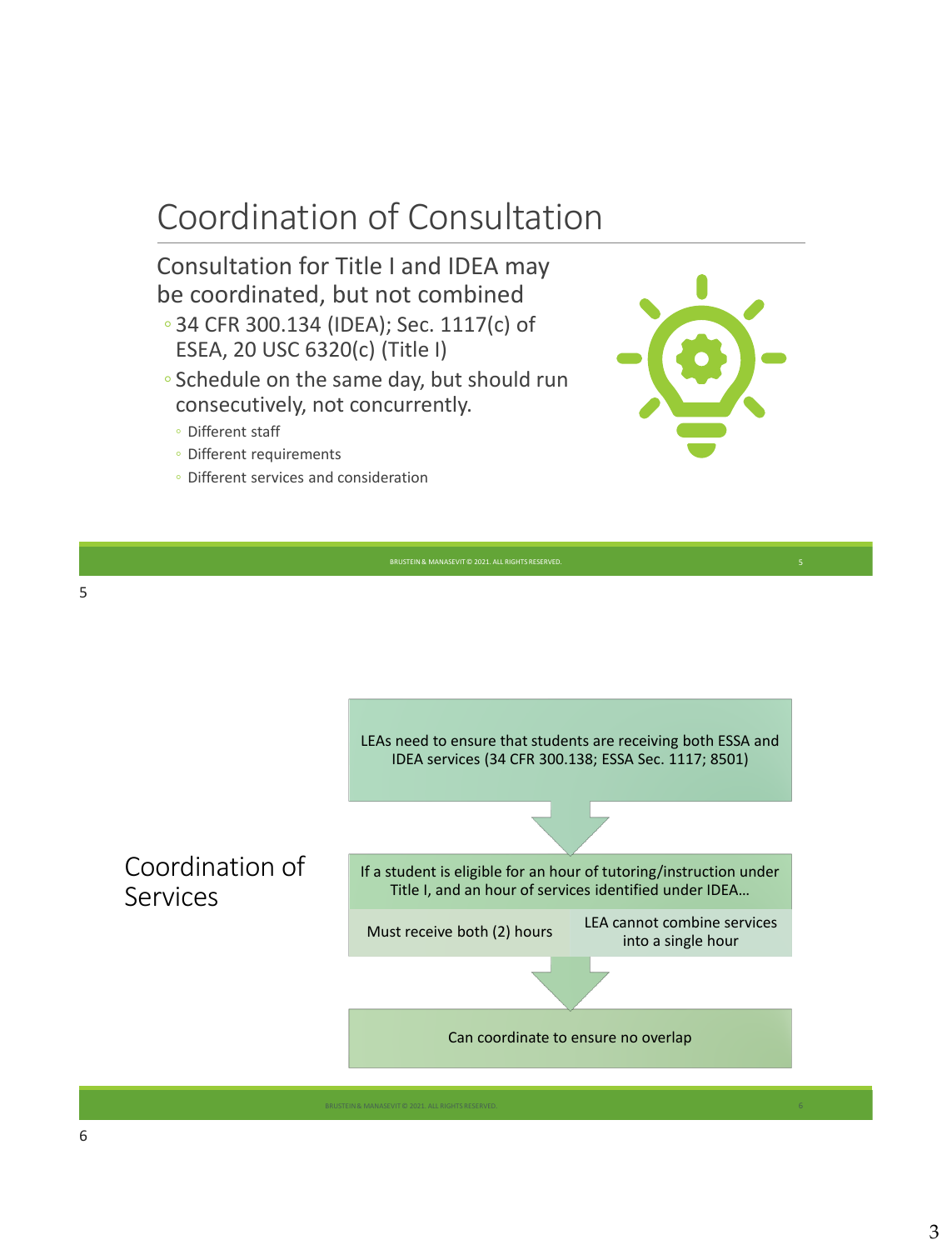## Coordination of Consultation

Consultation for Title I and IDEA may be coordinated, but not combined

- 34 CFR 300.134 (IDEA); Sec. 1117(c) of ESEA, 20 USC 6320(c) (Title I)
- Schedule on the same day, but should run consecutively, not concurrently.
  - Different staff
  - Different requirements
  - Different services and consideration

## Coordination of Services

LEAs need to ensure that students are receiving both ESSA and IDEA services (34 CFR 300.138; ESSA Sec. 1117; 8501)

If a student is eligible for an hour of tutoring/instruction under Title I, and an hour of services identified under IDEA…

- Must receive both (2) hours
- LEA cannot combine services into a single hour

Can coordinate to ensure no overlap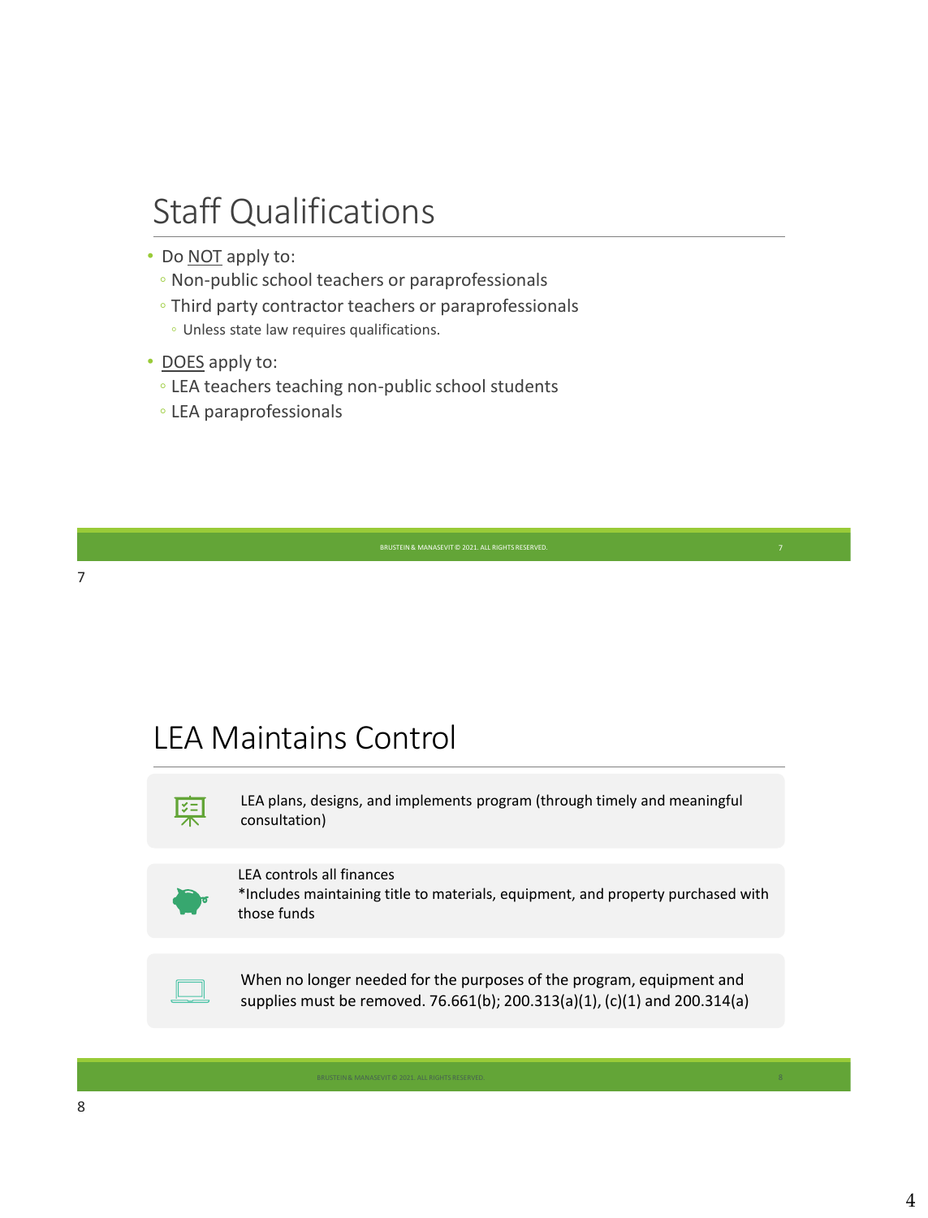# Staff Qualifications

- Do <u>NOT</u> apply to:
  - Non-public school teachers or paraprofessionals
  - Third party contractor teachers or paraprofessionals
    - Unless state law requires qualifications.
- <u>DOES</u> apply to:
  - LEA teachers teaching non-public school students
  - LEA paraprofessionals

# LEA Maintains Control

LEA plans, designs, and implements program (through timely and meaningful consultation)

LEA controls all finances
*Includes maintaining title to materials, equipment, and property purchased with those funds

When no longer needed for the purposes of the program, equipment and supplies must be removed. 76.661(b); 200.313(a)(1), (c)(1) and 200.314(a)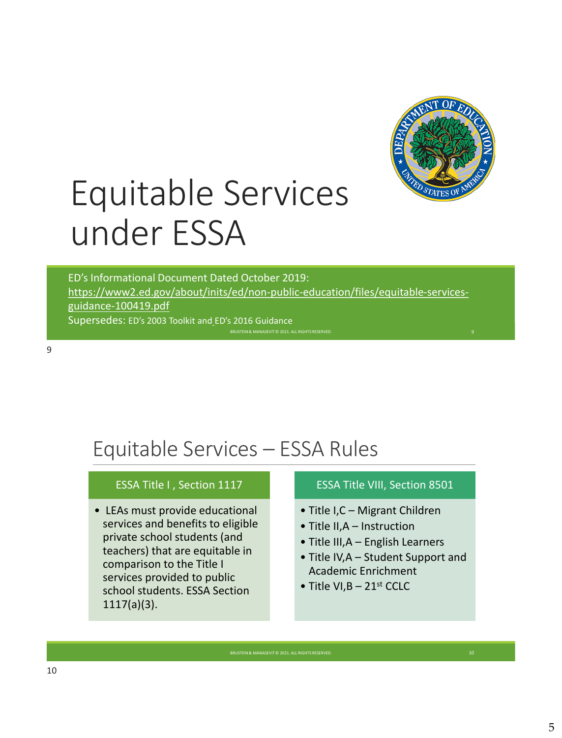# Equitable Services under ESSA

ED's Informational Document Dated October 2019: https://www2.ed.gov/about/inits/ed/non-public-education/files/equitable-services-guidance-100419.pdf

Supersedes: ED's 2003 Toolkit and ED's 2016 Guidance

# Equitable Services – ESSA Rules

### ESSA Title I , Section 1117

- LEAs must provide educational services and benefits to eligible private school students (and teachers) that are equitable in comparison to the Title I services provided to public school students. ESSA Section 1117(a)(3).

### ESSA Title VIII, Section 8501

- Title I,C – Migrant Children
- Title II,A – Instruction
- Title III,A – English Learners
- Title IV,A – Student Support and Academic Enrichment
- Title VI,B – 21st CCLC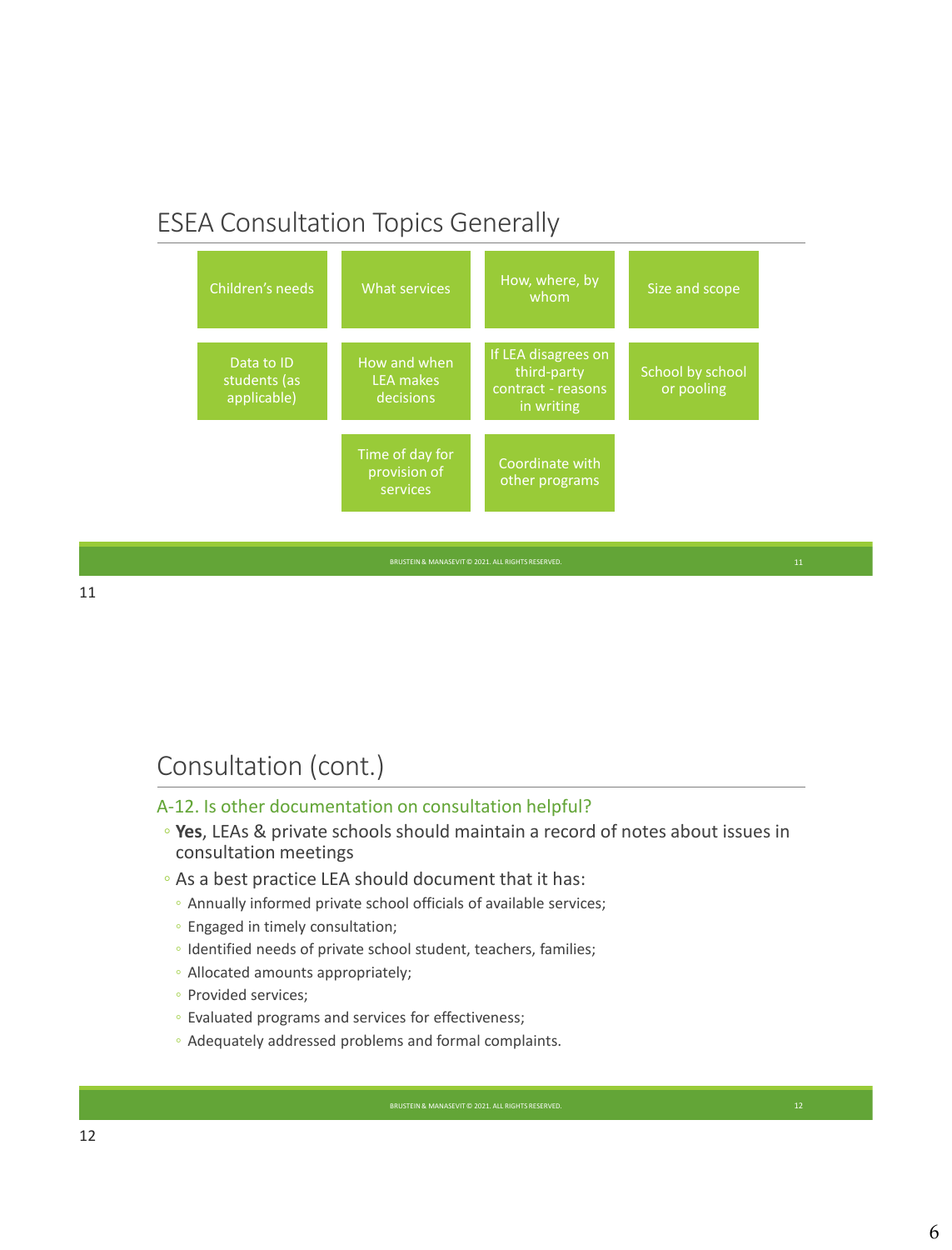## ESEA Consultation Topics Generally

- Children's needs
- What services
- How, where, by whom
- Size and scope
- Data to ID students (as applicable)
- How and when LEA makes decisions
- If LEA disagrees on third-party contract - reasons in writing
- School by school or pooling
- Time of day for provision of services
- Coordinate with other programs

## Consultation (cont.)

A-12. Is other documentation on consultation helpful?

- **Yes**, LEAs & private schools should maintain a record of notes about issues in consultation meetings
- As a best practice LEA should document that it has:
  - Annually informed private school officials of available services;
  - Engaged in timely consultation;
  - Identified needs of private school student, teachers, families;
  - Allocated amounts appropriately;
  - Provided services;
  - Evaluated programs and services for effectiveness;
  - Adequately addressed problems and formal complaints.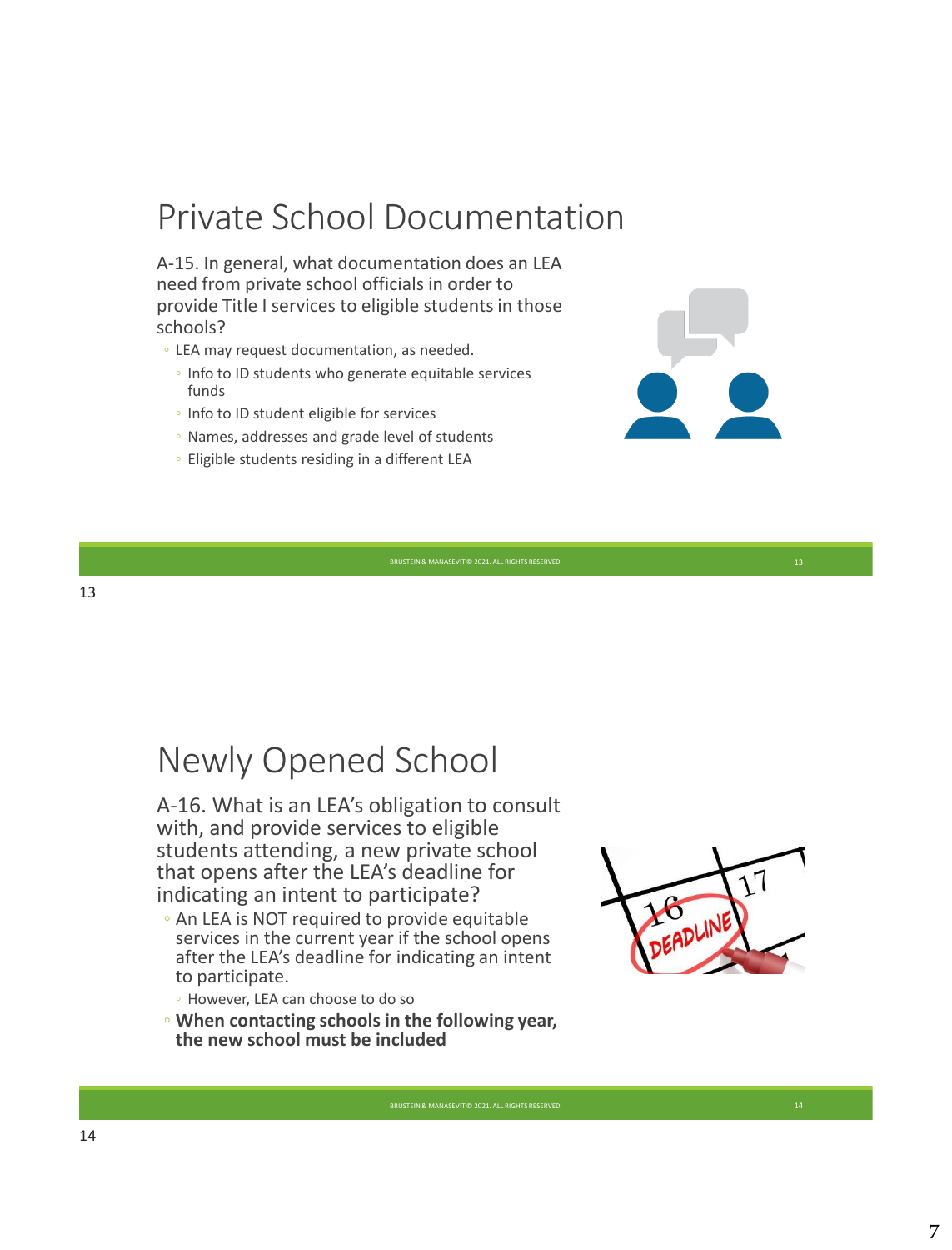# Private School Documentation

A-15. In general, what documentation does an LEA need from private school officials in order to provide Title I services to eligible students in those schools?

- LEA may request documentation, as needed.
  - Info to ID students who generate equitable services funds
  - Info to ID student eligible for services
  - Names, addresses and grade level of students
  - Eligible students residing in a different LEA

BRUSTEIN & MANASEVIT © 2021. ALL RIGHTS RESERVED.

# Newly Opened School

A-16. What is an LEA's obligation to consult with, and provide services to eligible students attending, a new private school that opens after the LEA's deadline for indicating an intent to participate?

- An LEA is NOT required to provide equitable services in the current year if the school opens after the LEA's deadline for indicating an intent to participate.
  - However, LEA can choose to do so
- **When contacting schools in the following year, the new school must be included**

BRUSTEIN & MANASEVIT © 2021. ALL RIGHTS RESERVED.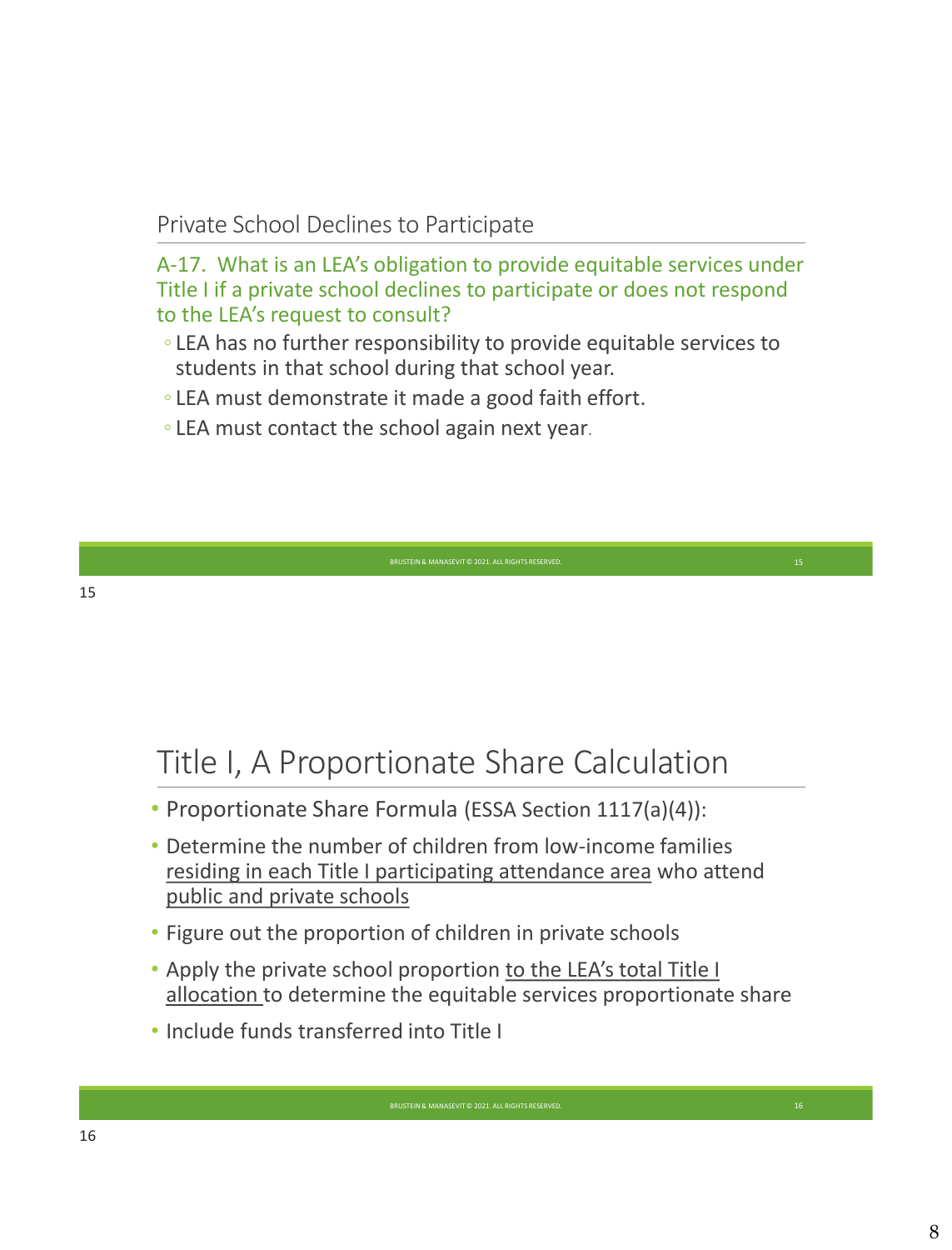## Private School Declines to Participate

A-17. What is an LEA's obligation to provide equitable services under Title I if a private school declines to participate or does not respond to the LEA's request to consult?

- LEA has no further responsibility to provide equitable services to students in that school during that school year.
- LEA must demonstrate it made a good faith effort.
- LEA must contact the school again next year.

# Title I, A Proportionate Share Calculation

- Proportionate Share Formula (ESSA Section 1117(a)(4)):
- Determine the number of children from low-income families residing in each Title I participating attendance area who attend public and private schools
- Figure out the proportion of children in private schools
- Apply the private school proportion to the LEA's total Title I allocation to determine the equitable services proportionate share
- Include funds transferred into Title I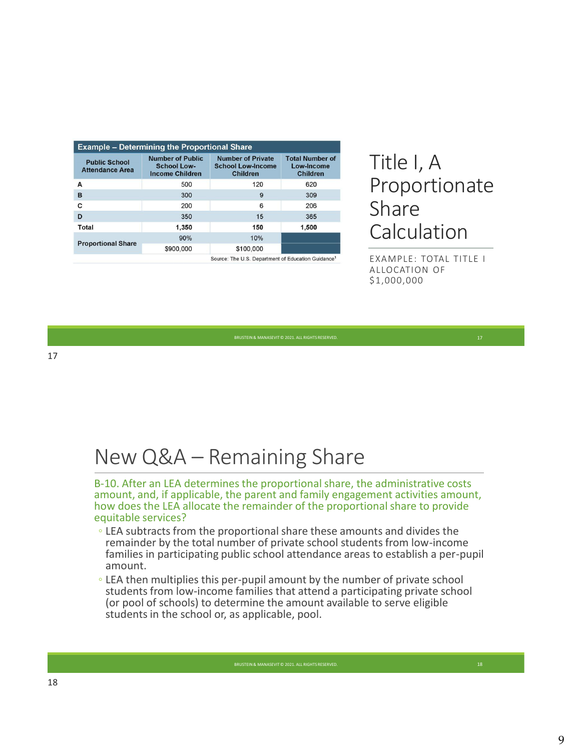## Title I, A Proportionate Share Calculation

EXAMPLE: TOTAL TITLE I ALLOCATION OF $1,000,000

**Example – Determining the Proportional Share**

| Public School Attendance Area | Number of Public School Low-Income Children | Number of Private School Low-Income Children | Total Number of Low-Income Children |
|---|---|---|---|
| A | 500 | 120 | 620 |
| B | 300 | 9 | 309 |
| C | 200 | 6 | 206 |
| D | 350 | 15 | 365 |
| **Total** | **1,350** | **150** | **1,500** |
| Proportional Share | 90% | 10% | |
| | $900,000 | $100,000 | |

Source: The U.S. Department of Education Guidance[1]

BRUSTEIN & MANASEVIT © 2021. ALL RIGHTS RESERVED.

## New Q&A – Remaining Share

B-10. After an LEA determines the proportional share, the administrative costs amount, and, if applicable, the parent and family engagement activities amount, how does the LEA allocate the remainder of the proportional share to provide equitable services?

- LEA subtracts from the proportional share these amounts and divides the remainder by the total number of private school students from low-income families in participating public school attendance areas to establish a per-pupil amount.
- LEA then multiplies this per-pupil amount by the number of private school students from low-income families that attend a participating private school (or pool of schools) to determine the amount available to serve eligible students in the school or, as applicable, pool.

BRUSTEIN & MANASEVIT © 2021. ALL RIGHTS RESERVED.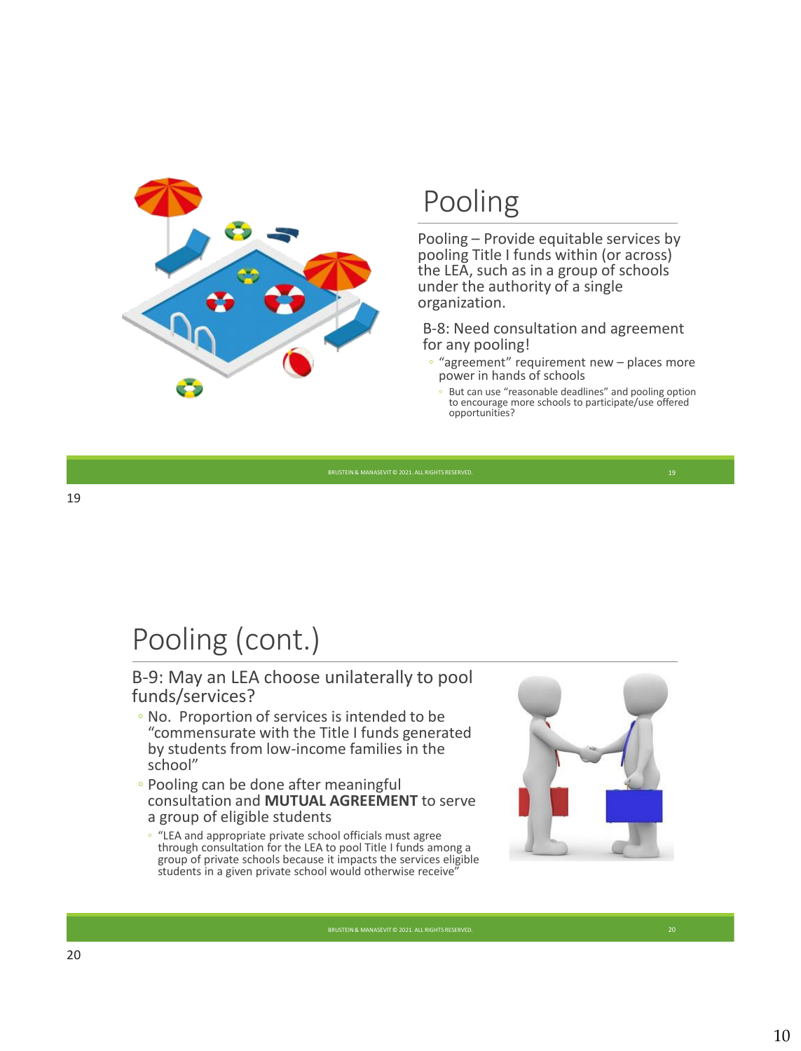## Pooling

Pooling – Provide equitable services by pooling Title I funds within (or across) the LEA, such as in a group of schools under the authority of a single organization.

B-8: Need consultation and agreement for any pooling!

- "agreement" requirement new – places more power in hands of schools
  - But can use "reasonable deadlines" and pooling option to encourage more schools to participate/use offered opportunities?

## Pooling (cont.)

B-9: May an LEA choose unilaterally to pool funds/services?

- No. Proportion of services is intended to be "commensurate with the Title I funds generated by students from low-income families in the school"
- Pooling can be done after meaningful consultation and **MUTUAL AGREEMENT** to serve a group of eligible students
  - "LEA and appropriate private school officials must agree through consultation for the LEA to pool Title I funds among a group of private schools because it impacts the services eligible students in a given private school would otherwise receive"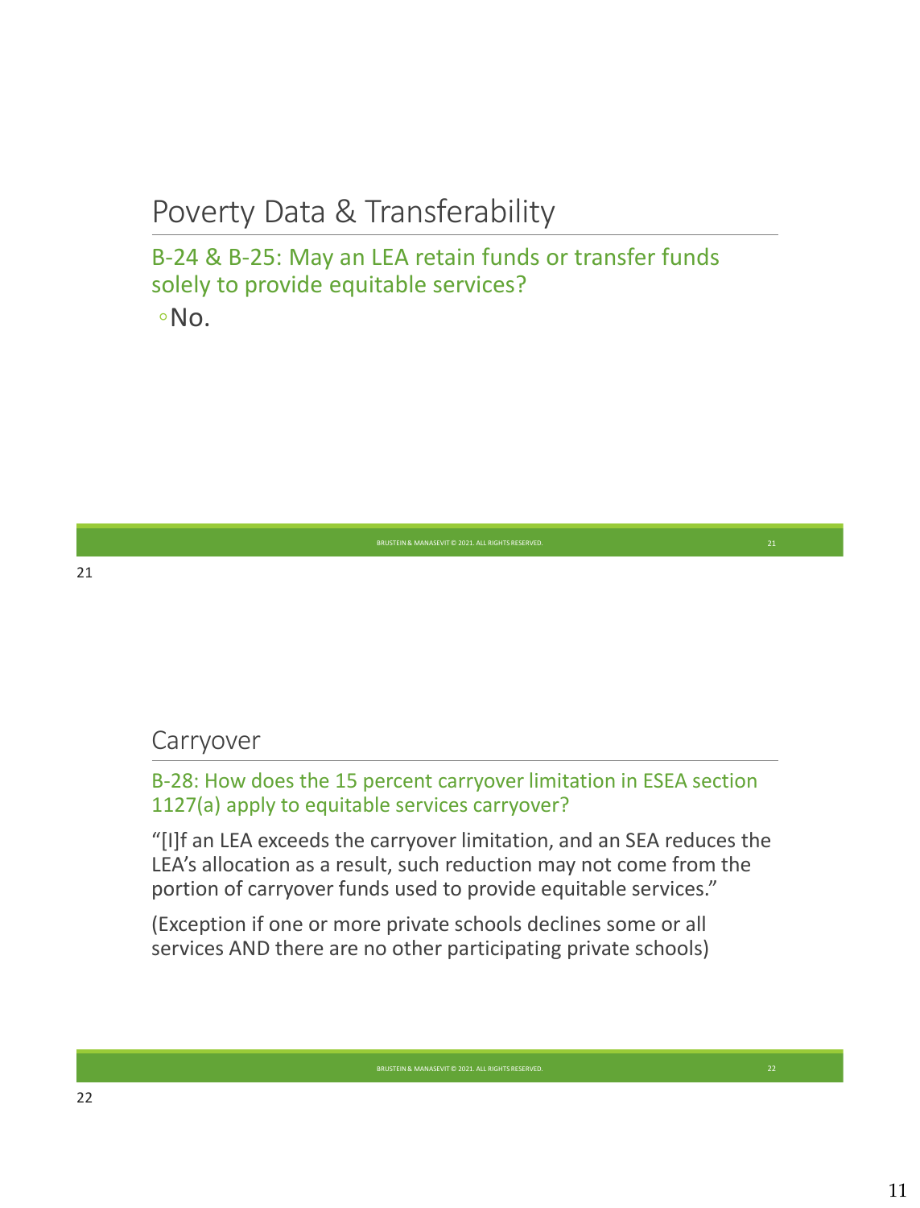## Poverty Data & Transferability

B-24 & B-25: May an LEA retain funds or transfer funds solely to provide equitable services?

- No.

## Carryover

B-28: How does the 15 percent carryover limitation in ESEA section 1127(a) apply to equitable services carryover?

"[I]f an LEA exceeds the carryover limitation, and an SEA reduces the LEA's allocation as a result, such reduction may not come from the portion of carryover funds used to provide equitable services."

(Exception if one or more private schools declines some or all services AND there are no other participating private schools)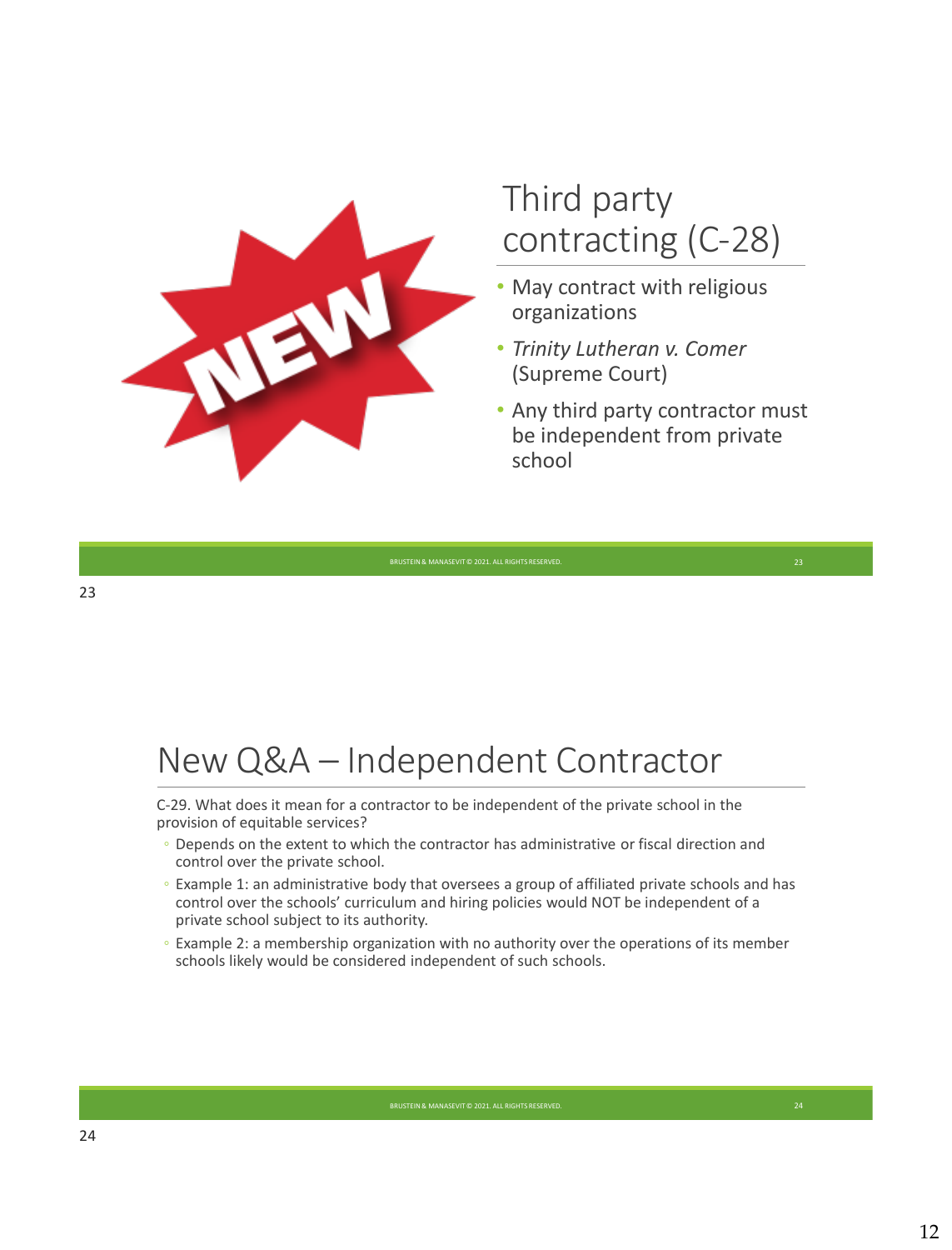## Third party contracting (C-28)

- May contract with religious organizations
- *Trinity Lutheran v. Comer* (Supreme Court)
- Any third party contractor must be independent from private school

## New Q&A – Independent Contractor

C-29. What does it mean for a contractor to be independent of the private school in the provision of equitable services?

- Depends on the extent to which the contractor has administrative or fiscal direction and control over the private school.
- Example 1: an administrative body that oversees a group of affiliated private schools and has control over the schools' curriculum and hiring policies would NOT be independent of a private school subject to its authority.
- Example 2: a membership organization with no authority over the operations of its member schools likely would be considered independent of such schools.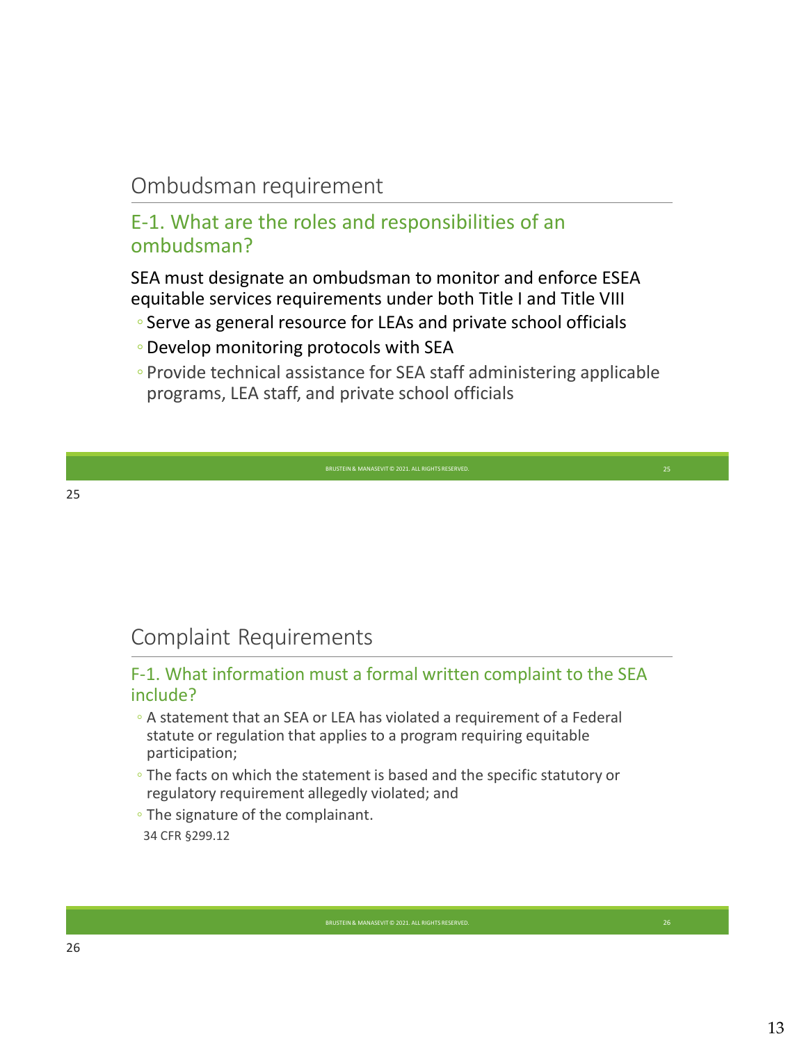## Ombudsman requirement

### E-1. What are the roles and responsibilities of an ombudsman?

SEA must designate an ombudsman to monitor and enforce ESEA equitable services requirements under both Title I and Title VIII

- Serve as general resource for LEAs and private school officials
- Develop monitoring protocols with SEA
- Provide technical assistance for SEA staff administering applicable programs, LEA staff, and private school officials

## Complaint Requirements

### F-1. What information must a formal written complaint to the SEA include?

- A statement that an SEA or LEA has violated a requirement of a Federal statute or regulation that applies to a program requiring equitable participation;
- The facts on which the statement is based and the specific statutory or regulatory requirement allegedly violated; and
- The signature of the complainant.

34 CFR §299.12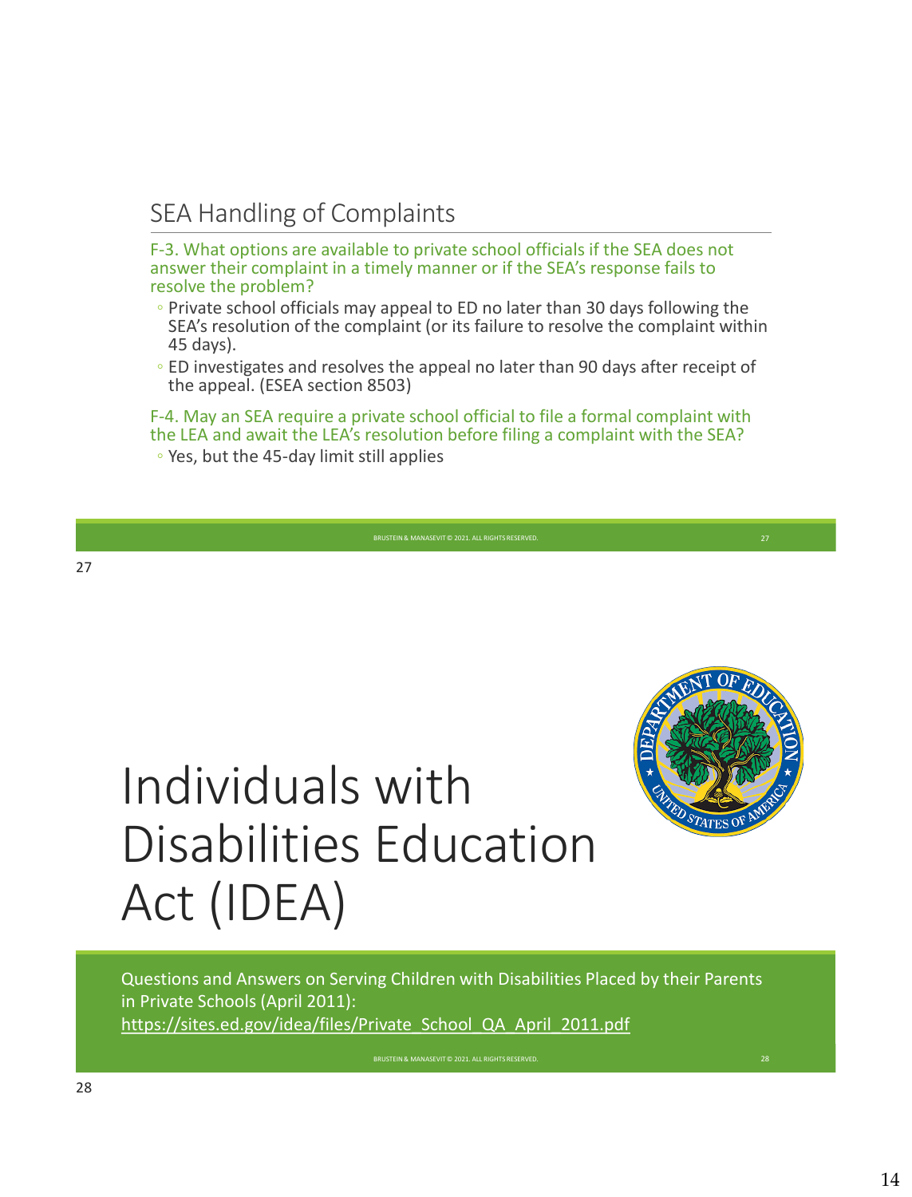## SEA Handling of Complaints

F-3. What options are available to private school officials if the SEA does not answer their complaint in a timely manner or if the SEA's response fails to resolve the problem?

- Private school officials may appeal to ED no later than 30 days following the SEA's resolution of the complaint (or its failure to resolve the complaint within 45 days).
- ED investigates and resolves the appeal no later than 90 days after receipt of the appeal. (ESEA section 8503)

F-4. May an SEA require a private school official to file a formal complaint with the LEA and await the LEA's resolution before filing a complaint with the SEA?

- Yes, but the 45-day limit still applies

# Individuals with Disabilities Education Act (IDEA)

Questions and Answers on Serving Children with Disabilities Placed by their Parents in Private Schools (April 2011):
https://sites.ed.gov/idea/files/Private_School_QA_April_2011.pdf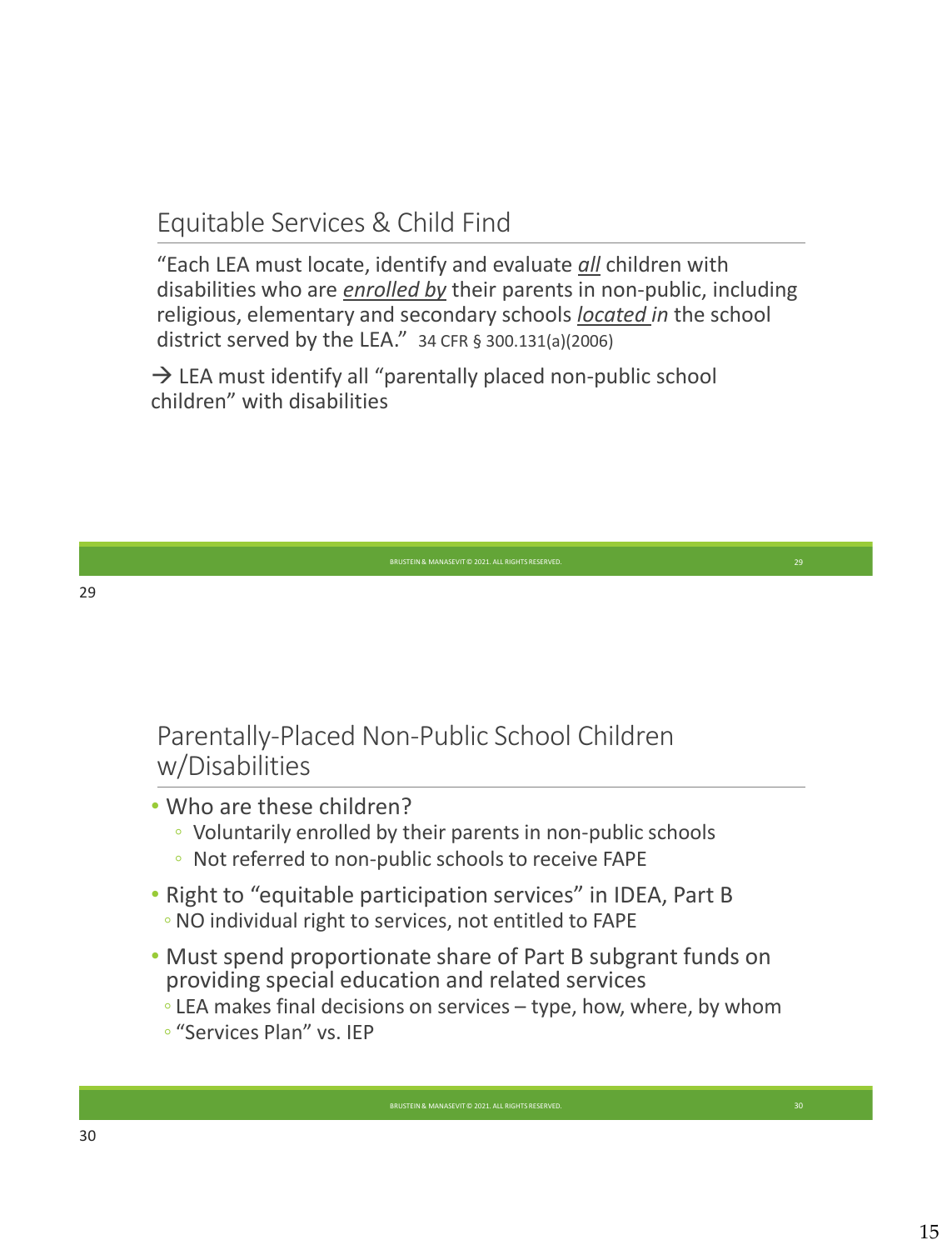## Equitable Services & Child Find

"Each LEA must locate, identify and evaluate ***all*** children with disabilities who are ***enrolled by*** their parents in non-public, including religious, elementary and secondary schools ***located in*** the school district served by the LEA." 34 CFR § 300.131(a)(2006)

→ LEA must identify all "parentally placed non-public school children" with disabilities

## Parentally-Placed Non-Public School Children w/Disabilities

- Who are these children?
  - Voluntarily enrolled by their parents in non-public schools
  - Not referred to non-public schools to receive FAPE
- Right to "equitable participation services" in IDEA, Part B
  - NO individual right to services, not entitled to FAPE
- Must spend proportionate share of Part B subgrant funds on providing special education and related services
  - LEA makes final decisions on services – type, how, where, by whom
  - "Services Plan" vs. IEP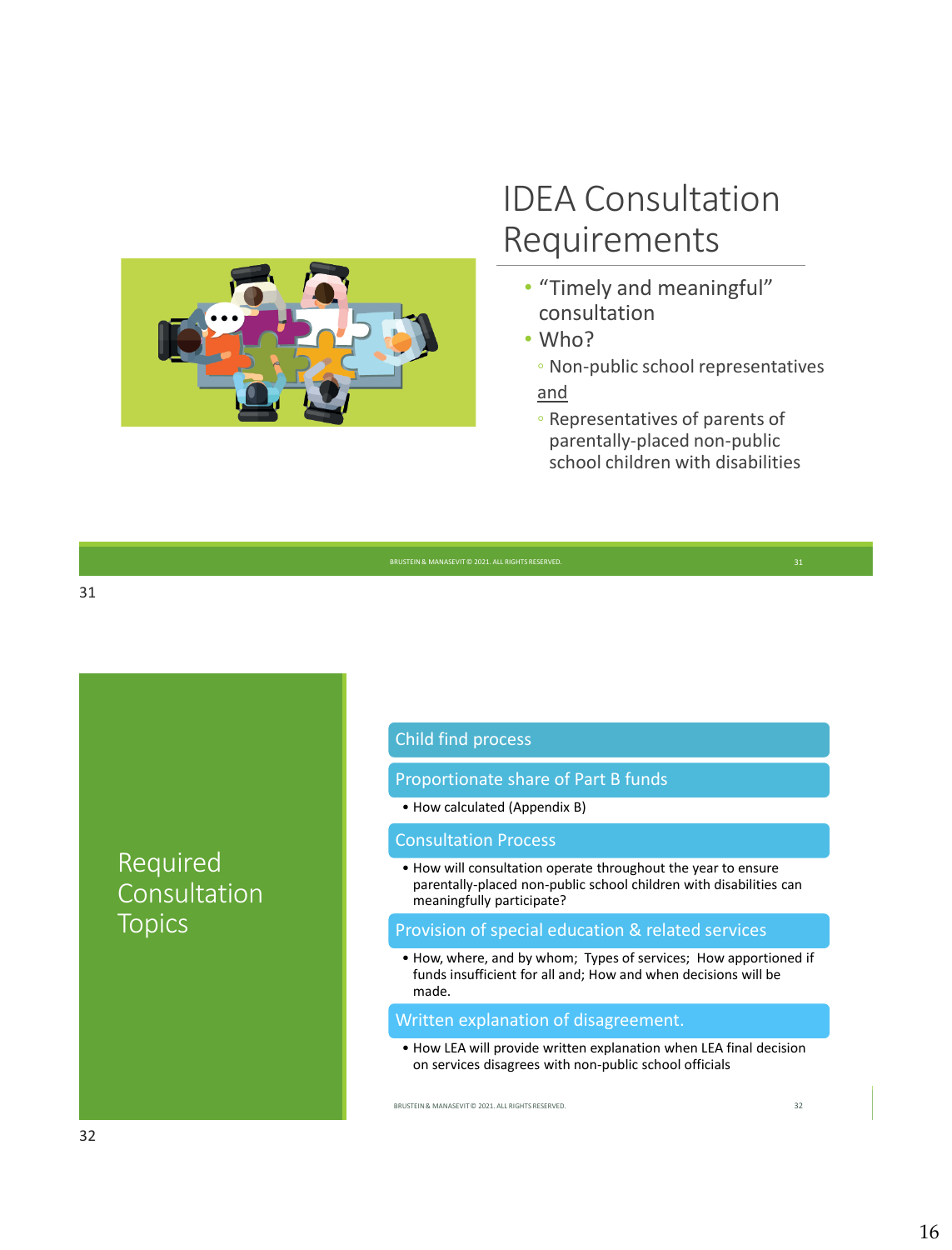## IDEA Consultation Requirements

- "Timely and meaningful" consultation
- Who?
  - Non-public school representatives

and

  - Representatives of parents of parentally-placed non-public school children with disabilities

BRUSTEIN & MANASEVIT © 2021. ALL RIGHTS RESERVED.

## Required Consultation Topics

**Child find process**

**Proportionate share of Part B funds**

- How calculated (Appendix B)

**Consultation Process**

- How will consultation operate throughout the year to ensure parentally-placed non-public school children with disabilities can meaningfully participate?

**Provision of special education & related services**

- How, where, and by whom; Types of services; How apportioned if funds insufficient for all and; How and when decisions will be made.

**Written explanation of disagreement.**

- How LEA will provide written explanation when LEA final decision on services disagrees with non-public school officials

BRUSTEIN & MANASEVIT © 2021. ALL RIGHTS RESERVED.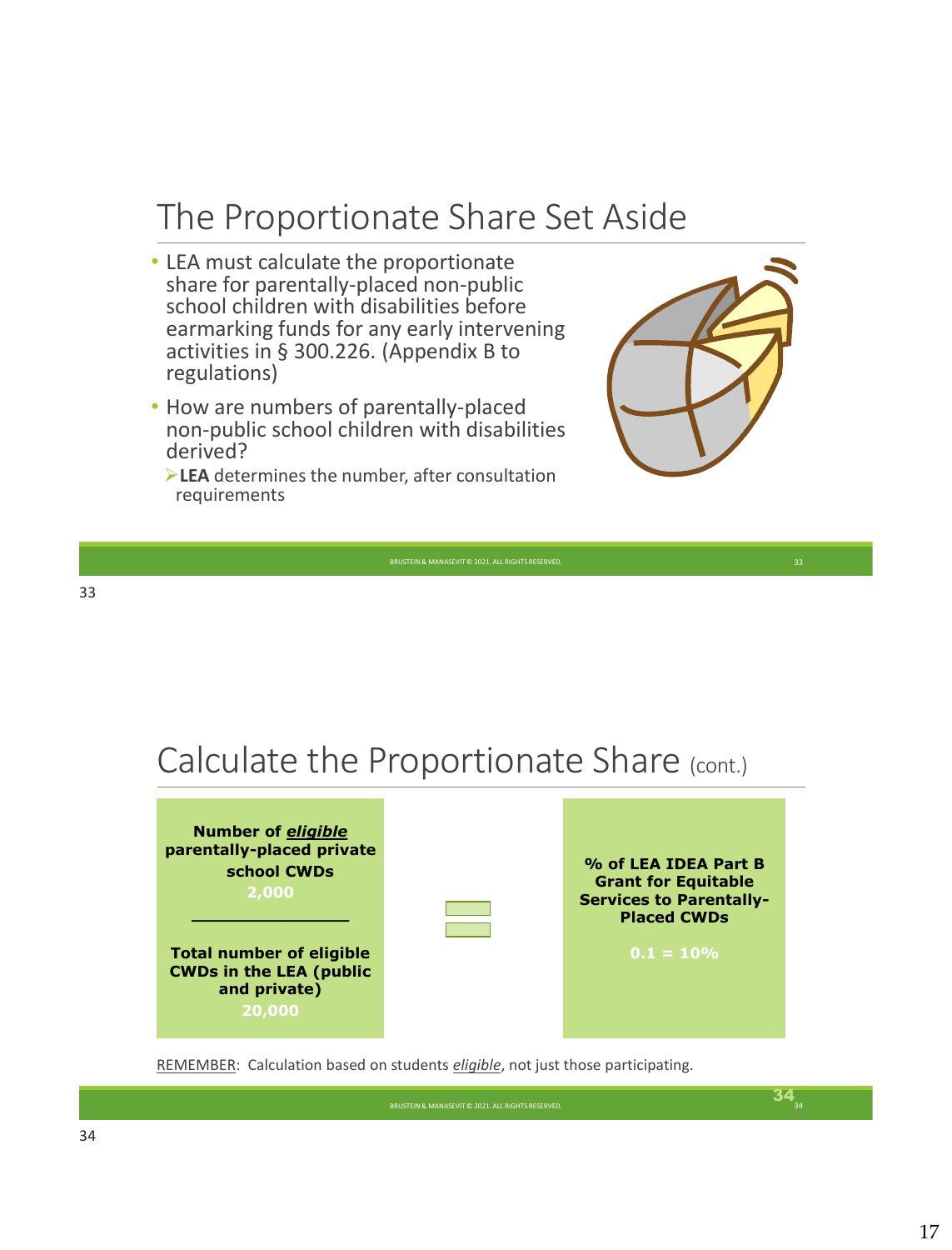## The Proportionate Share Set Aside

- LEA must calculate the proportionate share for parentally-placed non-public school children with disabilities before earmarking funds for any early intervening activities in § 300.226. (Appendix B to regulations)
- How are numbers of parentally-placed non-public school children with disabilities derived?
  - **LEA** determines the number, after consultation requirements

## Calculate the Proportionate Share (cont.)

**Number of *eligible* parentally-placed private school CWDs**
**2,000**

―――――――

**Total number of eligible CWDs in the LEA (public and private)**
**20,000**

=

**% of LEA IDEA Part B Grant for Equitable Services to Parentally-Placed CWDs**

**0.1 = 10%**

REMEMBER: Calculation based on students *eligible*, not just those participating.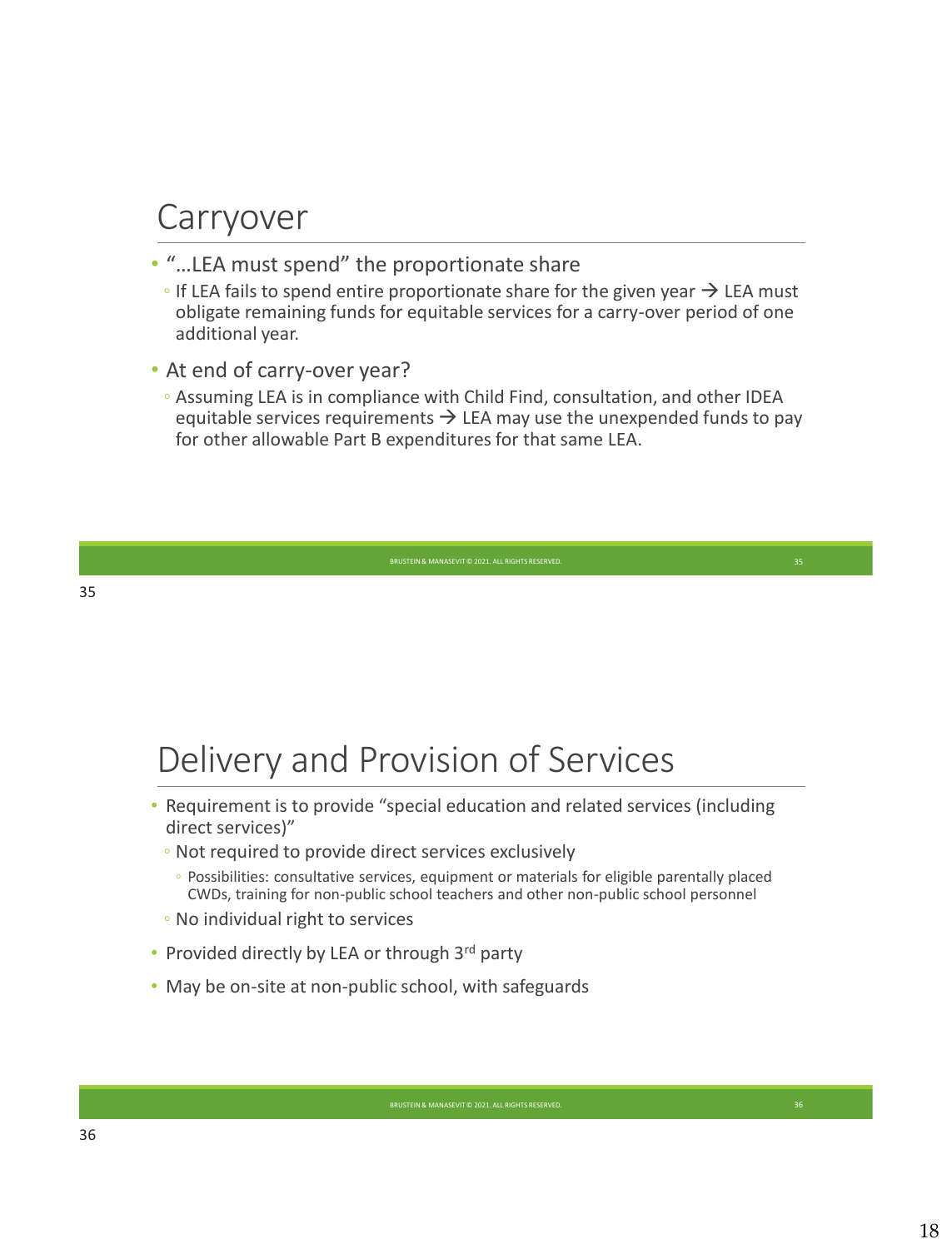## Carryover

- "…LEA must spend" the proportionate share
  - If LEA fails to spend entire proportionate share for the given year → LEA must obligate remaining funds for equitable services for a carry-over period of one additional year.
- At end of carry-over year?
  - Assuming LEA is in compliance with Child Find, consultation, and other IDEA equitable services requirements → LEA may use the unexpended funds to pay for other allowable Part B expenditures for that same LEA.

## Delivery and Provision of Services

- Requirement is to provide "special education and related services (including direct services)"
  - Not required to provide direct services exclusively
    - Possibilities: consultative services, equipment or materials for eligible parentally placed CWDs, training for non-public school teachers and other non-public school personnel
  - No individual right to services
- Provided directly by LEA or through 3rd party
- May be on-site at non-public school, with safeguards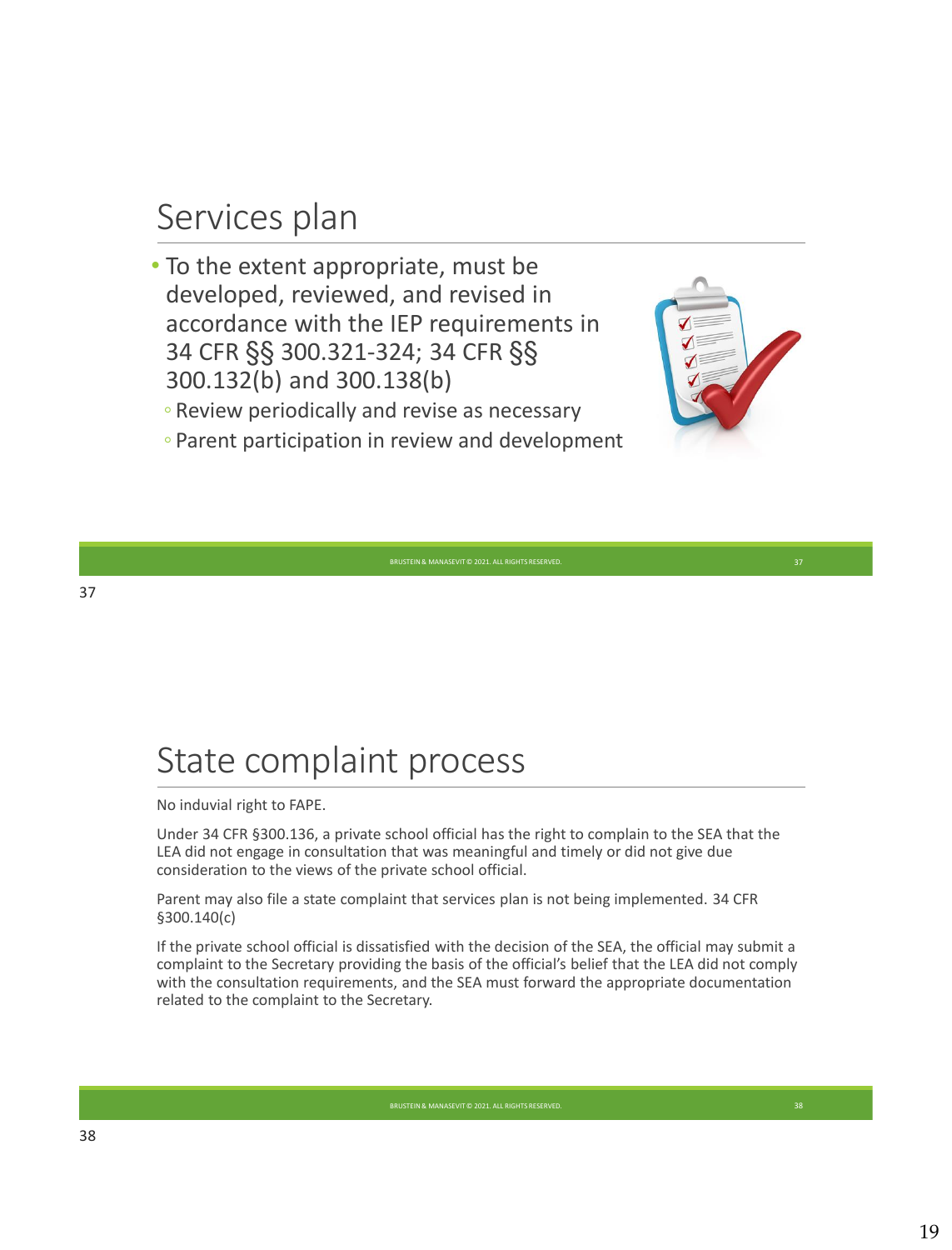## Services plan

- To the extent appropriate, must be developed, reviewed, and revised in accordance with the IEP requirements in 34 CFR §§ 300.321-324; 34 CFR §§ 300.132(b) and 300.138(b)
  - Review periodically and revise as necessary
  - Parent participation in review and development

## State complaint process

No induvial right to FAPE.

Under 34 CFR §300.136, a private school official has the right to complain to the SEA that the LEA did not engage in consultation that was meaningful and timely or did not give due consideration to the views of the private school official.

Parent may also file a state complaint that services plan is not being implemented. 34 CFR §300.140(c)

If the private school official is dissatisfied with the decision of the SEA, the official may submit a complaint to the Secretary providing the basis of the official's belief that the LEA did not comply with the consultation requirements, and the SEA must forward the appropriate documentation related to the complaint to the Secretary.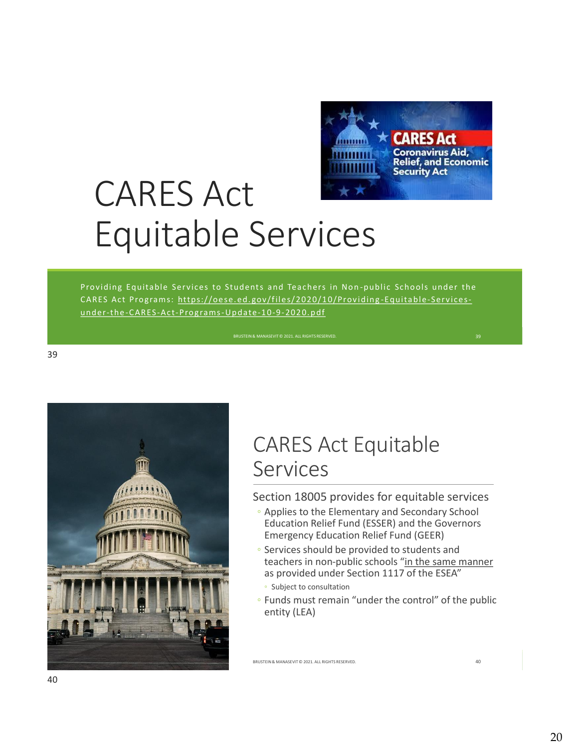# CARES Act Equitable Services

Providing Equitable Services to Students and Teachers in Non-public Schools under the CARES Act Programs: https://oese.ed.gov/files/2020/10/Providing-Equitable-Services-under-the-CARES-Act-Programs-Update-10-9-2020.pdf

## CARES Act Equitable Services

Section 18005 provides for equitable services

- Applies to the Elementary and Secondary School Education Relief Fund (ESSER) and the Governors Emergency Education Relief Fund (GEER)
- Services should be provided to students and teachers in non-public schools "in the same manner as provided under Section 1117 of the ESEA"
  - Subject to consultation
- Funds must remain "under the control" of the public entity (LEA)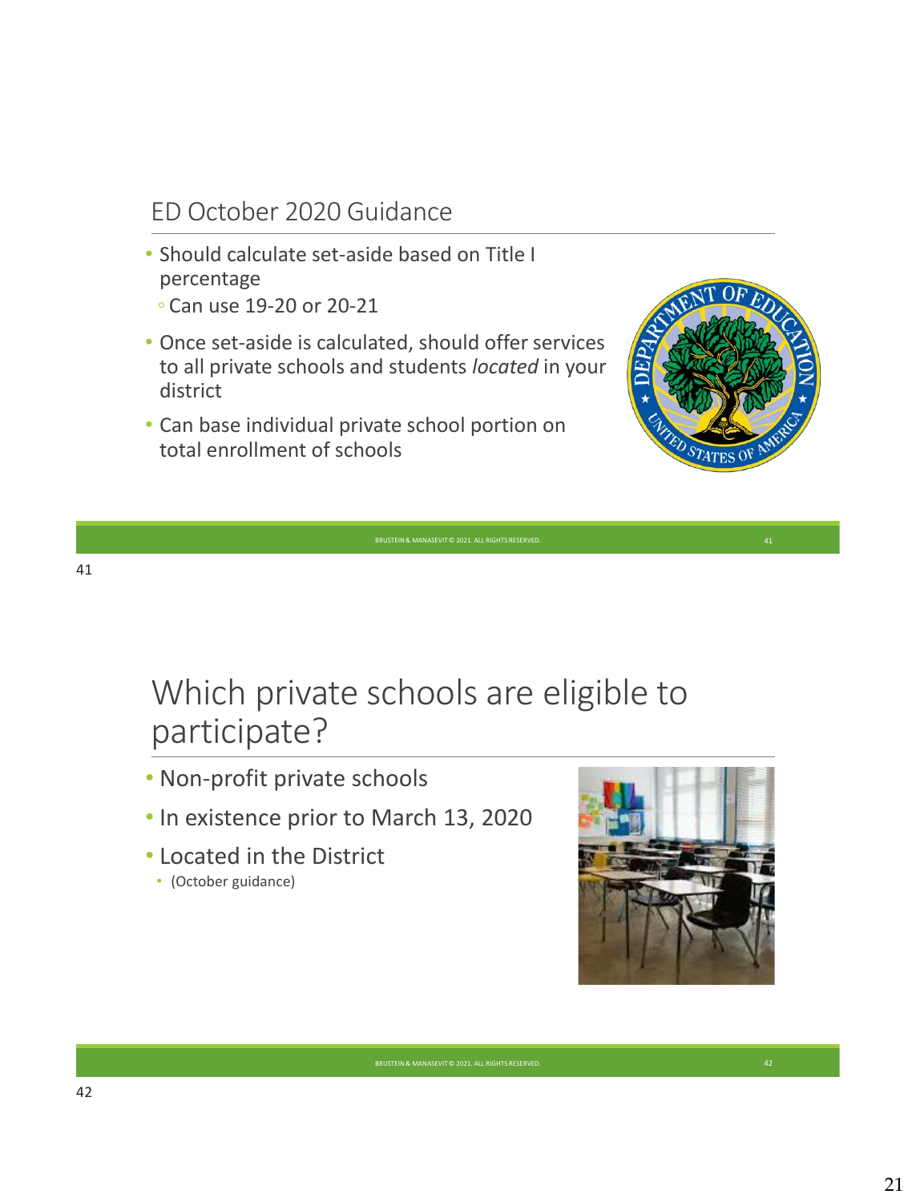## ED October 2020 Guidance

- Should calculate set-aside based on Title I percentage
  - Can use 19-20 or 20-21
- Once set-aside is calculated, should offer services to all private schools and students *located* in your district
- Can base individual private school portion on total enrollment of schools

## Which private schools are eligible to participate?

- Non-profit private schools
- In existence prior to March 13, 2020
- Located in the District
  - (October guidance)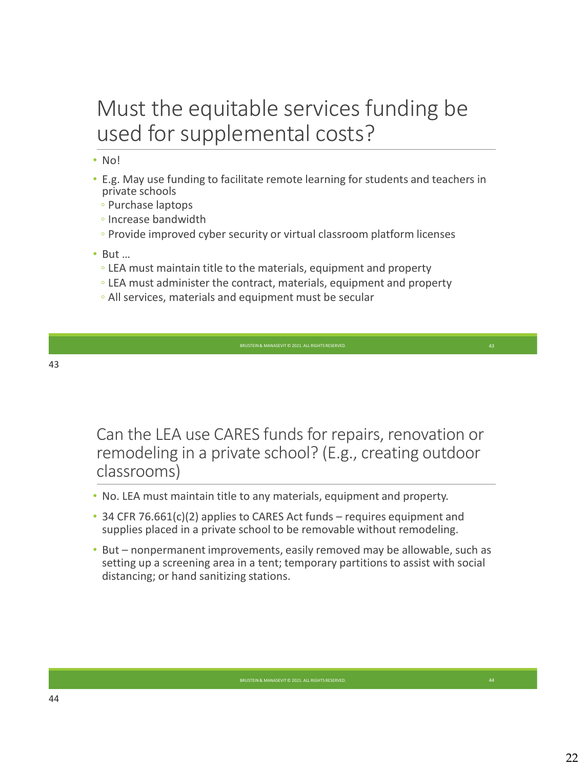## Must the equitable services funding be used for supplemental costs?

- No!
- E.g. May use funding to facilitate remote learning for students and teachers in private schools
  - Purchase laptops
  - Increase bandwidth
  - Provide improved cyber security or virtual classroom platform licenses
- But …
  - LEA must maintain title to the materials, equipment and property
  - LEA must administer the contract, materials, equipment and property
  - All services, materials and equipment must be secular

## Can the LEA use CARES funds for repairs, renovation or remodeling in a private school? (E.g., creating outdoor classrooms)

- No. LEA must maintain title to any materials, equipment and property.
- 34 CFR 76.661(c)(2) applies to CARES Act funds – requires equipment and supplies placed in a private school to be removable without remodeling.
- But – nonpermanent improvements, easily removed may be allowable, such as setting up a screening area in a tent; temporary partitions to assist with social distancing; or hand sanitizing stations.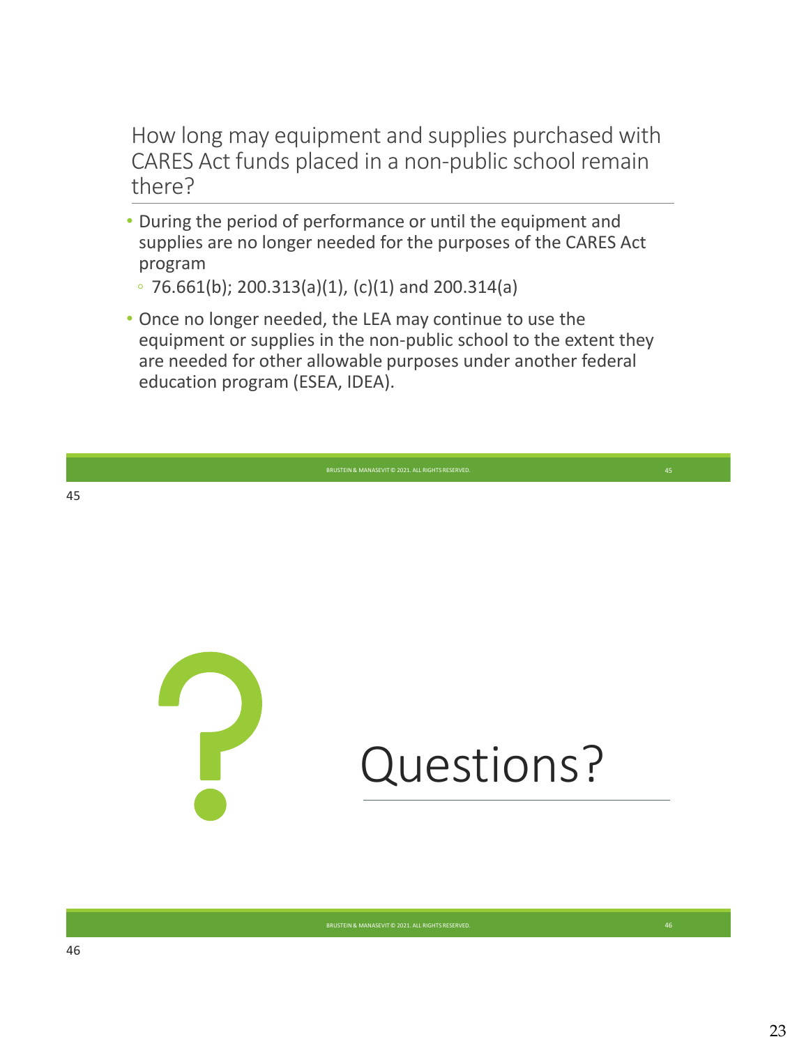## How long may equipment and supplies purchased with CARES Act funds placed in a non-public school remain there?

- During the period of performance or until the equipment and supplies are no longer needed for the purposes of the CARES Act program
  - 76.661(b); 200.313(a)(1), (c)(1) and 200.314(a)
- Once no longer needed, the LEA may continue to use the equipment or supplies in the non-public school to the extent they are needed for other allowable purposes under another federal education program (ESEA, IDEA).

BRUSTEIN & MANASEVIT © 2021. ALL RIGHTS RESERVED.

## Questions?

BRUSTEIN & MANASEVIT © 2021. ALL RIGHTS RESERVED.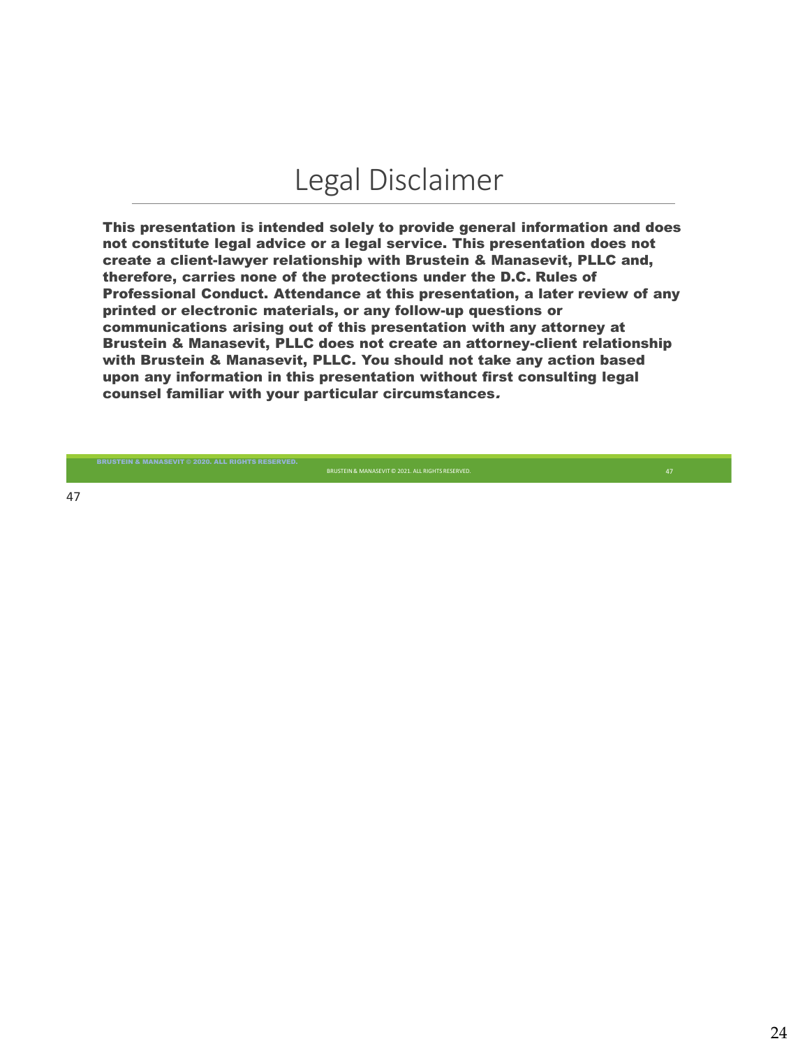# Legal Disclaimer

**This presentation is intended solely to provide general information and does not constitute legal advice or a legal service. This presentation does not create a client-lawyer relationship with Brustein & Manasevit, PLLC and, therefore, carries none of the protections under the D.C. Rules of Professional Conduct. Attendance at this presentation, a later review of any printed or electronic materials, or any follow-up questions or communications arising out of this presentation with any attorney at Brustein & Manasevit, PLLC does not create an attorney-client relationship with Brustein & Manasevit, PLLC. You should not take any action based upon any information in this presentation without first consulting legal counsel familiar with your particular circumstances.**